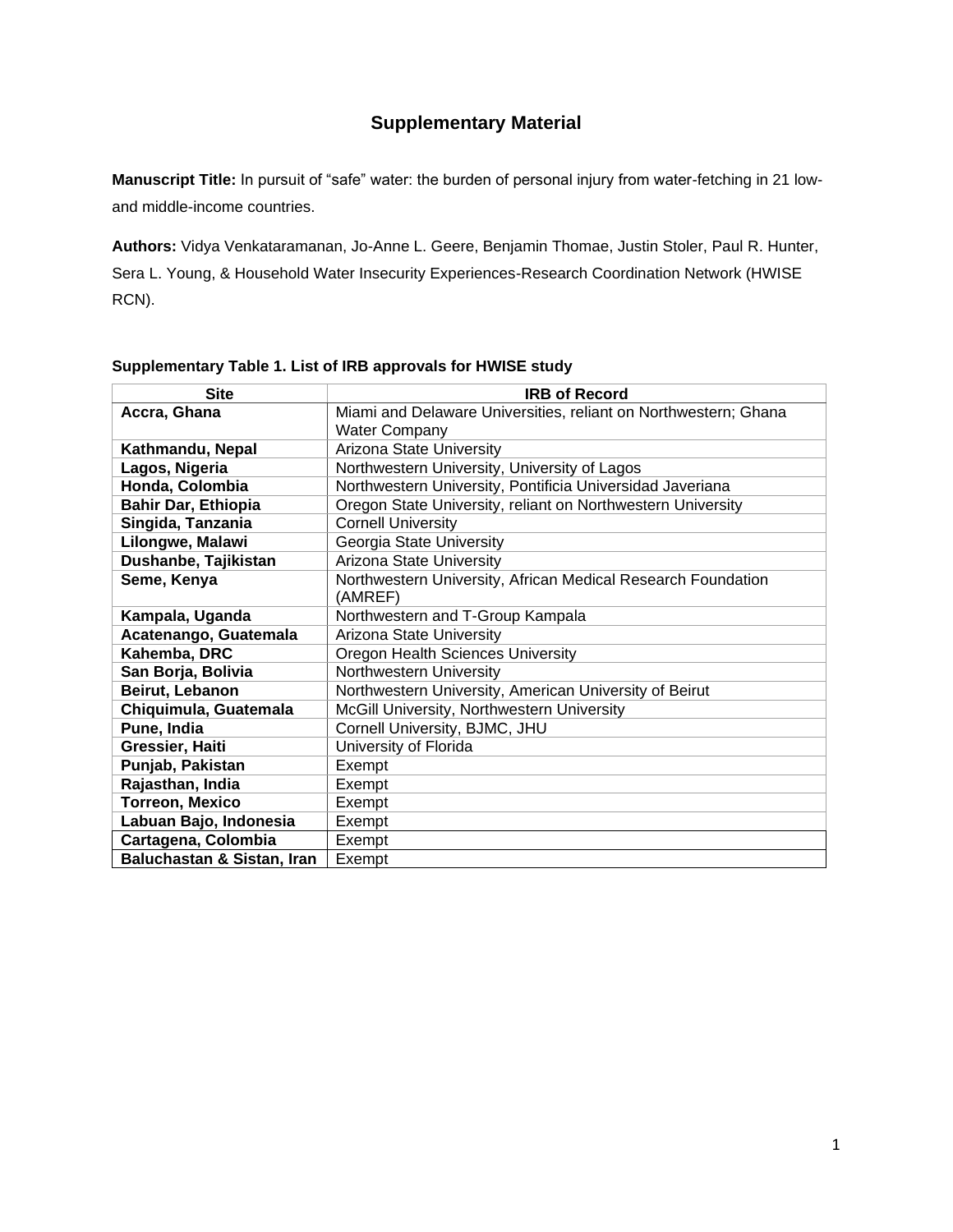# Supplementary Material

**Manuscript Title:** In pursuit of "safe" water: the burden of personal injury from water-fetching in 21 low- and middle-income countries.

**Authors:** Vidya Venkataramanan, Jo-Anne L. Geere, Benjamin Thomae, Justin Stoler, Paul R. Hunter, Sera L. Young, & Household Water Insecurity Experiences-Research Coordination Network (HWISE RCN).

**Supplementary Table 1. List of IRB approvals for HWISE study**

| Site | IRB of Record |
|---|---|
| **Accra, Ghana** | Miami and Delaware Universities, reliant on Northwestern; Ghana Water Company |
| **Kathmandu, Nepal** | Arizona State University |
| **Lagos, Nigeria** | Northwestern University, University of Lagos |
| **Honda, Colombia** | Northwestern University, Pontificia Universidad Javeriana |
| **Bahir Dar, Ethiopia** | Oregon State University, reliant on Northwestern University |
| **Singida, Tanzania** | Cornell University |
| **Lilongwe, Malawi** | Georgia State University |
| **Dushanbe, Tajikistan** | Arizona State University |
| **Seme, Kenya** | Northwestern University, African Medical Research Foundation (AMREF) |
| **Kampala, Uganda** | Northwestern and T-Group Kampala |
| **Acatenango, Guatemala** | Arizona State University |
| **Kahemba, DRC** | Oregon Health Sciences University |
| **San Borja, Bolivia** | Northwestern University |
| **Beirut, Lebanon** | Northwestern University, American University of Beirut |
| **Chiquimula, Guatemala** | McGill University, Northwestern University |
| **Pune, India** | Cornell University, BJMC, JHU |
| **Gressier, Haiti** | University of Florida |
| **Punjab, Pakistan** | Exempt |
| **Rajasthan, India** | Exempt |
| **Torreon, Mexico** | Exempt |
| **Labuan Bajo, Indonesia** | Exempt |
| **Cartagena, Colombia** | Exempt |
| **Baluchastan & Sistan, Iran** | Exempt |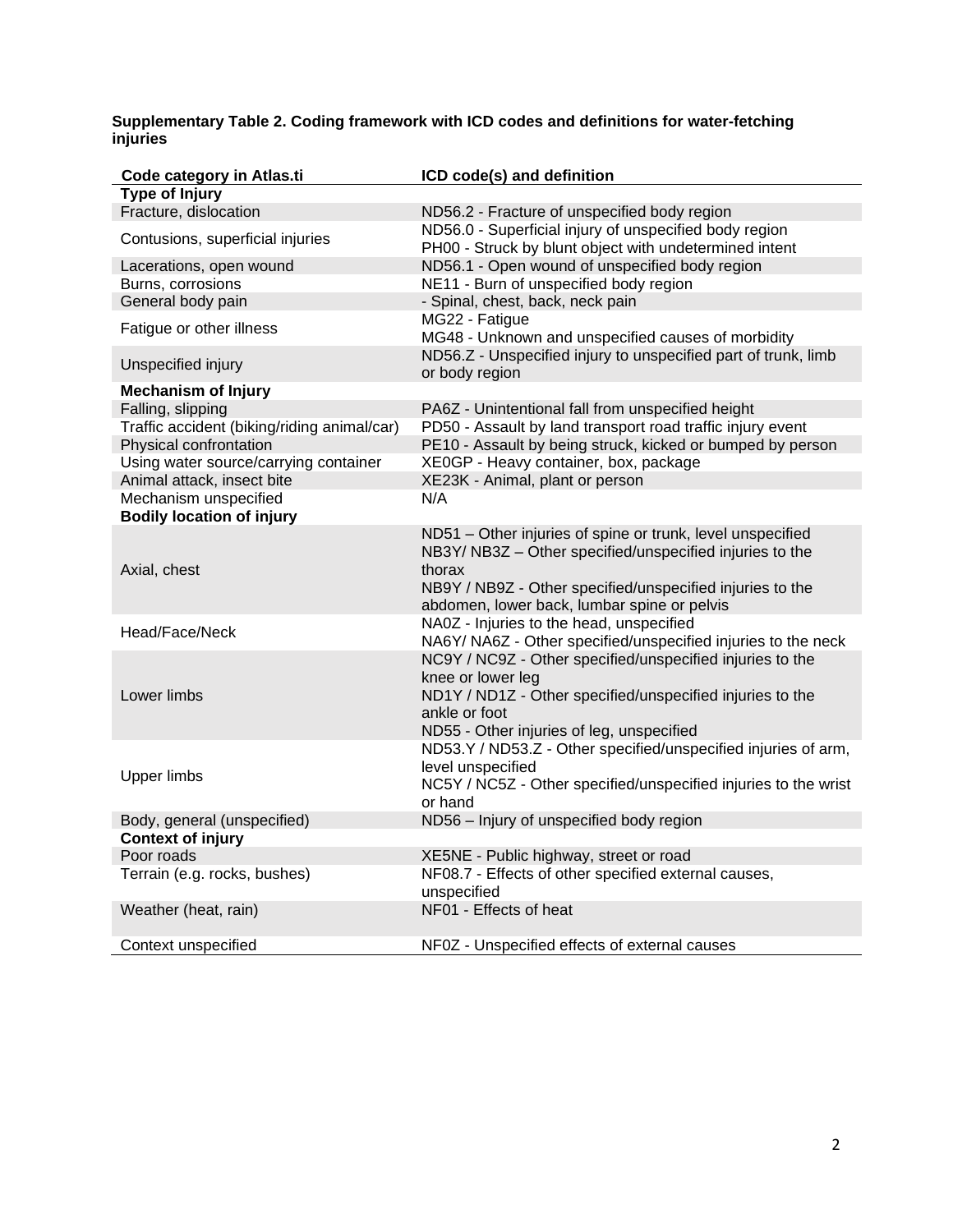**Supplementary Table 2. Coding framework with ICD codes and definitions for water-fetching injuries**

| Code category in Atlas.ti | ICD code(s) and definition |
|---|---|
| **Type of Injury** | |
| Fracture, dislocation | ND56.2 - Fracture of unspecified body region |
| Contusions, superficial injuries | ND56.0 - Superficial injury of unspecified body region<br>PH00 - Struck by blunt object with undetermined intent |
| Lacerations, open wound | ND56.1 - Open wound of unspecified body region |
| Burns, corrosions | NE11 - Burn of unspecified body region |
| General body pain | - Spinal, chest, back, neck pain |
| Fatigue or other illness | MG22 - Fatigue<br>MG48 - Unknown and unspecified causes of morbidity |
| Unspecified injury | ND56.Z - Unspecified injury to unspecified part of trunk, limb or body region |
| **Mechanism of Injury** | |
| Falling, slipping | PA6Z - Unintentional fall from unspecified height |
| Traffic accident (biking/riding animal/car) | PD50 - Assault by land transport road traffic injury event |
| Physical confrontation | PE10 - Assault by being struck, kicked or bumped by person |
| Using water source/carrying container | XE0GP - Heavy container, box, package |
| Animal attack, insect bite | XE23K - Animal, plant or person |
| Mechanism unspecified | N/A |
| **Bodily location of injury** | |
| Axial, chest | ND51 – Other injuries of spine or trunk, level unspecified<br>NB3Y/ NB3Z – Other specified/unspecified injuries to the thorax<br>NB9Y / NB9Z - Other specified/unspecified injuries to the abdomen, lower back, lumbar spine or pelvis |
| Head/Face/Neck | NA0Z - Injuries to the head, unspecified<br>NA6Y/ NA6Z - Other specified/unspecified injuries to the neck |
| Lower limbs | NC9Y / NC9Z - Other specified/unspecified injuries to the knee or lower leg<br>ND1Y / ND1Z - Other specified/unspecified injuries to the ankle or foot<br>ND55 - Other injuries of leg, unspecified |
| Upper limbs | ND53.Y / ND53.Z - Other specified/unspecified injuries of arm, level unspecified<br>NC5Y / NC5Z - Other specified/unspecified injuries to the wrist or hand |
| Body, general (unspecified) | ND56 – Injury of unspecified body region |
| **Context of injury** | |
| Poor roads | XE5NE - Public highway, street or road |
| Terrain (e.g. rocks, bushes) | NF08.7 - Effects of other specified external causes, unspecified |
| Weather (heat, rain) | NF01 - Effects of heat |
| Context unspecified | NF0Z - Unspecified effects of external causes |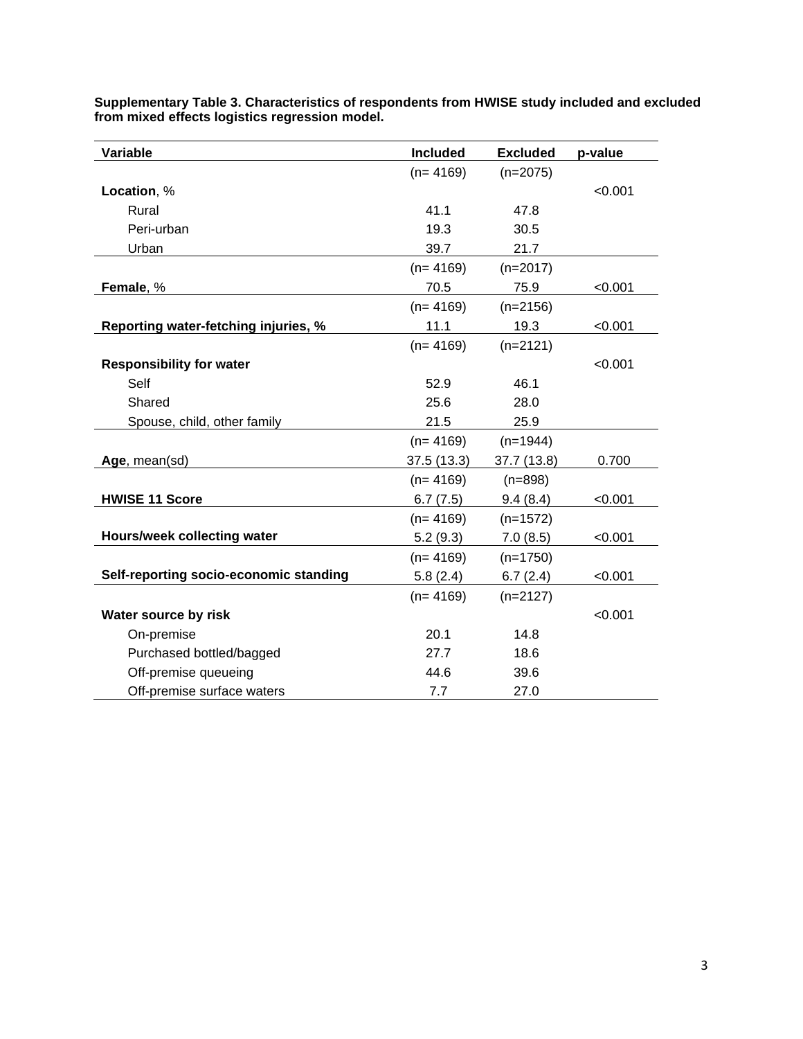**Supplementary Table 3. Characteristics of respondents from HWISE study included and excluded from mixed effects logistics regression model.**

| Variable | Included | Excluded | p-value |
|---|---|---|---|
| | (n= 4169) | (n=2075) | |
| **Location**, % | | | <0.001 |
| Rural | 41.1 | 47.8 | |
| Peri-urban | 19.3 | 30.5 | |
| Urban | 39.7 | 21.7 | |
| | (n= 4169) | (n=2017) | |
| **Female**, % | 70.5 | 75.9 | <0.001 |
| | (n= 4169) | (n=2156) | |
| **Reporting water-fetching injuries, %** | 11.1 | 19.3 | <0.001 |
| | (n= 4169) | (n=2121) | |
| **Responsibility for water** | | | <0.001 |
| Self | 52.9 | 46.1 | |
| Shared | 25.6 | 28.0 | |
| Spouse, child, other family | 21.5 | 25.9 | |
| | (n= 4169) | (n=1944) | |
| **Age**, mean(sd) | 37.5 (13.3) | 37.7 (13.8) | 0.700 |
| | (n= 4169) | (n=898) | |
| **HWISE 11 Score** | 6.7 (7.5) | 9.4 (8.4) | <0.001 |
| | (n= 4169) | (n=1572) | |
| **Hours/week collecting water** | 5.2 (9.3) | 7.0 (8.5) | <0.001 |
| | (n= 4169) | (n=1750) | |
| **Self-reporting socio-economic standing** | 5.8 (2.4) | 6.7 (2.4) | <0.001 |
| | (n= 4169) | (n=2127) | |
| **Water source by risk** | | | <0.001 |
| On-premise | 20.1 | 14.8 | |
| Purchased bottled/bagged | 27.7 | 18.6 | |
| Off-premise queueing | 44.6 | 39.6 | |
| Off-premise surface waters | 7.7 | 27.0 | |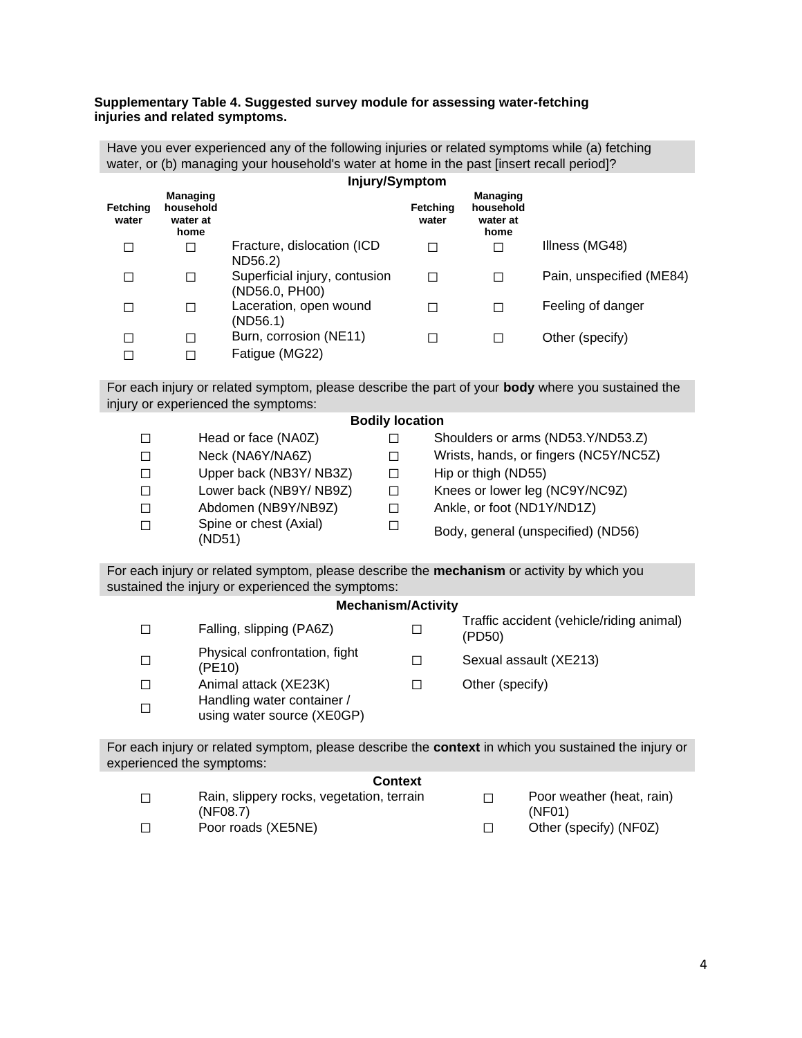**Supplementary Table 4. Suggested survey module for assessing water-fetching injuries and related symptoms.**

| Have you ever experienced any of the following injuries or related symptoms while (a) fetching water, or (b) managing your household's water at home in the past [insert recall period]? | | | | | |
|---|---|---|---|---|---|
| **Injury/Symptom** | | | | | |
| **Fetching water** | **Managing household water at home** | | **Fetching water** | **Managing household water at home** | |
| ☐ | ☐ | Fracture, dislocation (ICD ND56.2) | ☐ | ☐ | Illness (MG48) |
| ☐ | ☐ | Superficial injury, contusion (ND56.0, PH00) | ☐ | ☐ | Pain, unspecified (ME84) |
| ☐ | ☐ | Laceration, open wound (ND56.1) | ☐ | ☐ | Feeling of danger |
| ☐ | ☐ | Burn, corrosion (NE11) | ☐ | ☐ | Other (specify) |
| ☐ | ☐ | Fatigue (MG22) | | | |

| For each injury or related symptom, please describe the part of your **body** where you sustained the injury or experienced the symptoms: | | | |
|---|---|---|---|
| **Bodily location** | | | |
| ☐ | Head or face (NA0Z) | ☐ | Shoulders or arms (ND53.Y/ND53.Z) |
| ☐ | Neck (NA6Y/NA6Z) | ☐ | Wrists, hands, or fingers (NC5Y/NC5Z) |
| ☐ | Upper back (NB3Y/ NB3Z) | ☐ | Hip or thigh (ND55) |
| ☐ | Lower back (NB9Y/ NB9Z) | ☐ | Knees or lower leg (NC9Y/NC9Z) |
| ☐ | Abdomen (NB9Y/NB9Z) | ☐ | Ankle, or foot (ND1Y/ND1Z) |
| ☐ | Spine or chest (Axial) (ND51) | ☐ | Body, general (unspecified) (ND56) |

| For each injury or related symptom, please describe the **mechanism** or activity by which you sustained the injury or experienced the symptoms: | | | |
|---|---|---|---|
| **Mechanism/Activity** | | | |
| ☐ | Falling, slipping (PA6Z) | ☐ | Traffic accident (vehicle/riding animal) (PD50) |
| ☐ | Physical confrontation, fight (PE10) | ☐ | Sexual assault (XE213) |
| ☐ | Animal attack (XE23K) | ☐ | Other (specify) |
| ☐ | Handling water container / using water source (XE0GP) | | |

| For each injury or related symptom, please describe the **context** in which you sustained the injury or experienced the symptoms: | | | |
|---|---|---|---|
| **Context** | | | |
| ☐ | Rain, slippery rocks, vegetation, terrain (NF08.7) | ☐ | Poor weather (heat, rain) (NF01) |
| ☐ | Poor roads (XE5NE) | ☐ | Other (specify) (NF0Z) |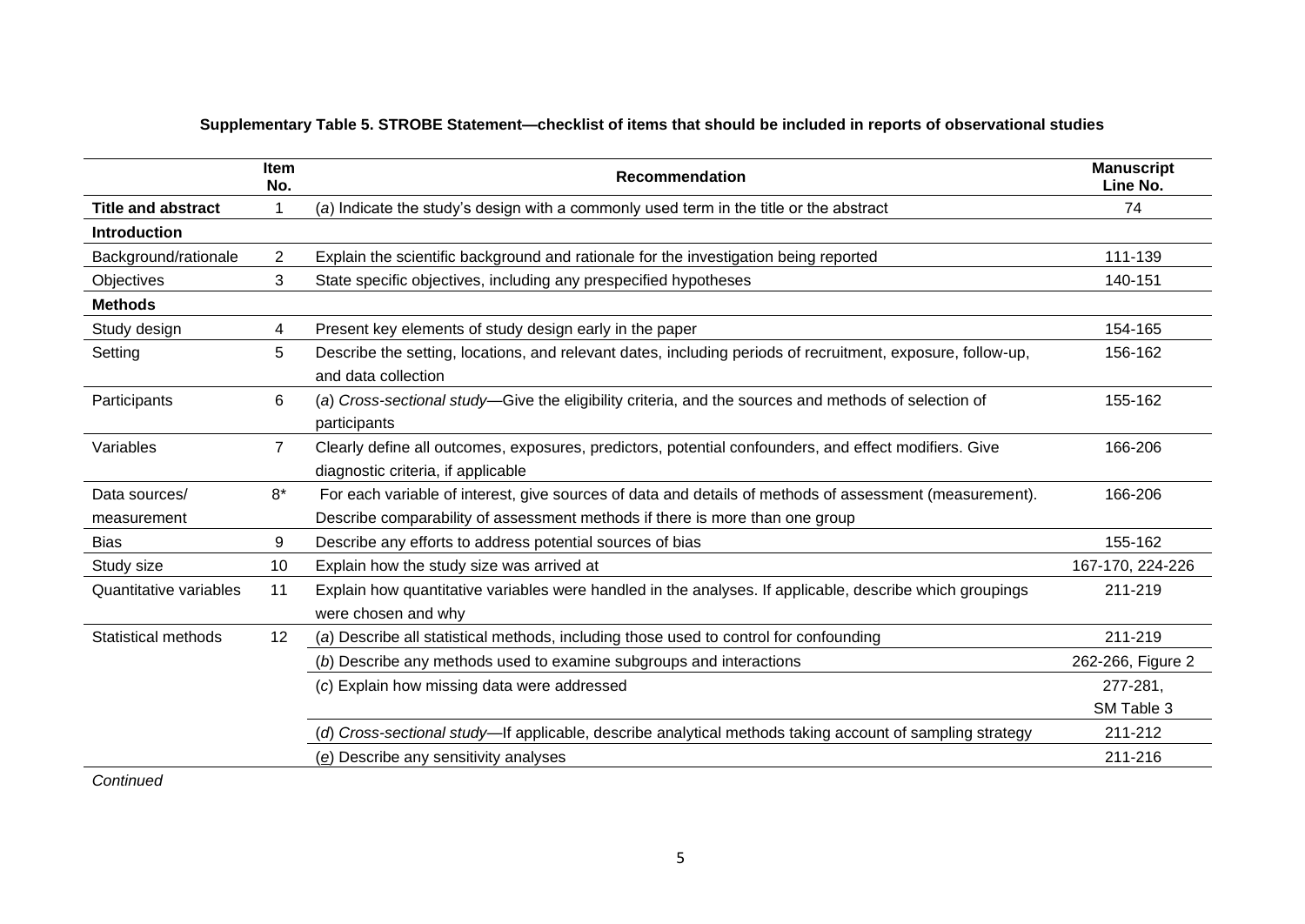**Supplementary Table 5. STROBE Statement—checklist of items that should be included in reports of observational studies**

| | Item No. | Recommendation | Manuscript Line No. |
|---|---|---|---|
| **Title and abstract** | 1 | (*a*) Indicate the study's design with a commonly used term in the title or the abstract | 74 |
| **Introduction** | | | |
| Background/rationale | 2 | Explain the scientific background and rationale for the investigation being reported | 111-139 |
| Objectives | 3 | State specific objectives, including any prespecified hypotheses | 140-151 |
| **Methods** | | | |
| Study design | 4 | Present key elements of study design early in the paper | 154-165 |
| Setting | 5 | Describe the setting, locations, and relevant dates, including periods of recruitment, exposure, follow-up, and data collection | 156-162 |
| Participants | 6 | (*a*) *Cross-sectional study*—Give the eligibility criteria, and the sources and methods of selection of participants | 155-162 |
| Variables | 7 | Clearly define all outcomes, exposures, predictors, potential confounders, and effect modifiers. Give diagnostic criteria, if applicable | 166-206 |
| Data sources/ measurement | 8* | For each variable of interest, give sources of data and details of methods of assessment (measurement). Describe comparability of assessment methods if there is more than one group | 166-206 |
| Bias | 9 | Describe any efforts to address potential sources of bias | 155-162 |
| Study size | 10 | Explain how the study size was arrived at | 167-170, 224-226 |
| Quantitative variables | 11 | Explain how quantitative variables were handled in the analyses. If applicable, describe which groupings were chosen and why | 211-219 |
| Statistical methods | 12 | (*a*) Describe all statistical methods, including those used to control for confounding | 211-219 |
| | | (*b*) Describe any methods used to examine subgroups and interactions | 262-266, Figure 2 |
| | | (*c*) Explain how missing data were addressed | 277-281, SM Table 3 |
| | | (*d*) *Cross-sectional study*—If applicable, describe analytical methods taking account of sampling strategy | 211-212 |
| | | (*e*) Describe any sensitivity analyses | 211-216 |

*Continued*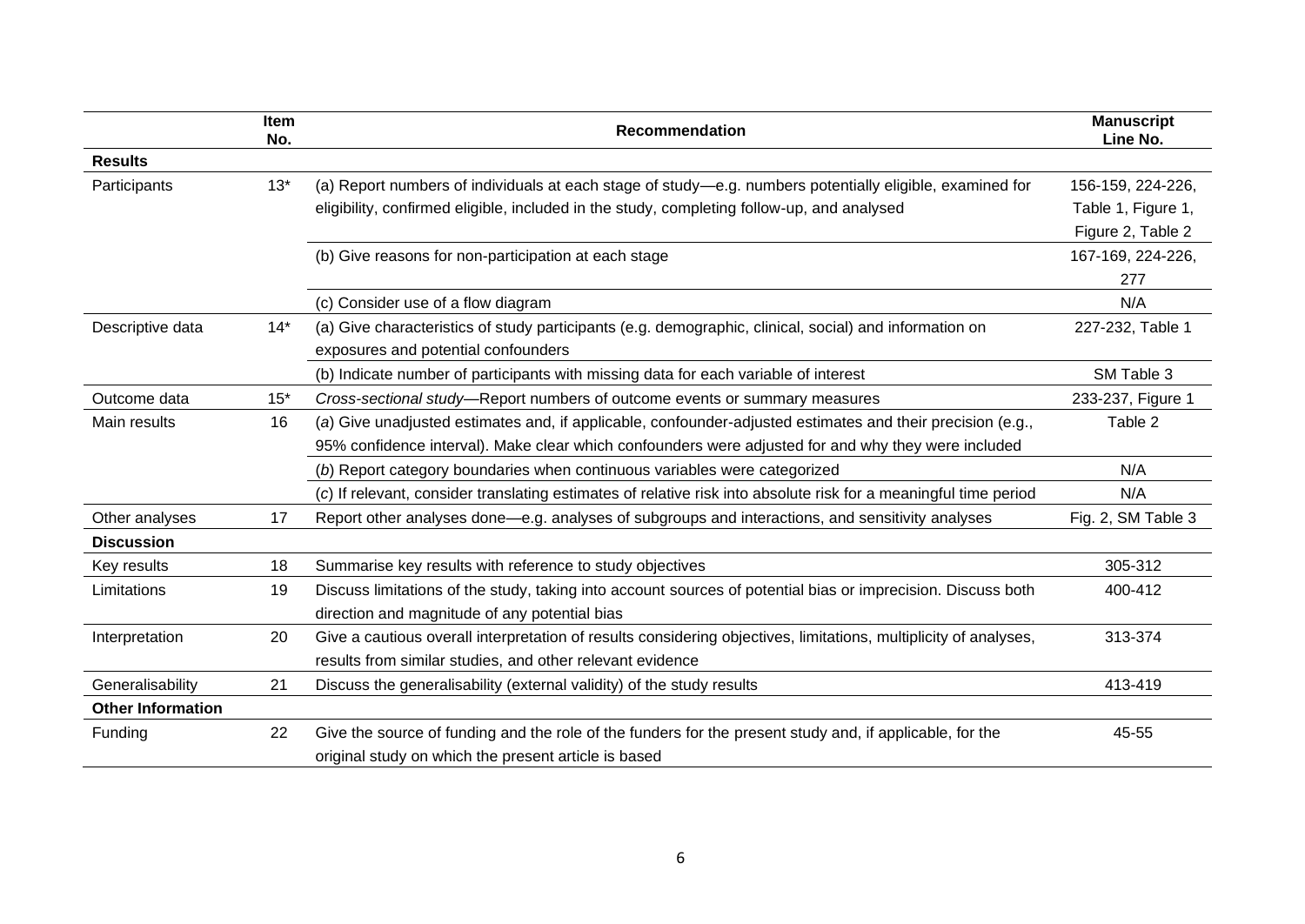| | Item No. | Recommendation | Manuscript Line No. |
|---|---|---|---|
| **Results** | | | |
| Participants | 13* | (a) Report numbers of individuals at each stage of study—e.g. numbers potentially eligible, examined for eligibility, confirmed eligible, included in the study, completing follow-up, and analysed | 156-159, 224-226, Table 1, Figure 1, Figure 2, Table 2 |
| | | (b) Give reasons for non-participation at each stage | 167-169, 224-226, 277 |
| | | (c) Consider use of a flow diagram | N/A |
| Descriptive data | 14* | (a) Give characteristics of study participants (e.g. demographic, clinical, social) and information on exposures and potential confounders | 227-232, Table 1 |
| | | (b) Indicate number of participants with missing data for each variable of interest | SM Table 3 |
| Outcome data | 15* | *Cross-sectional study*—Report numbers of outcome events or summary measures | 233-237, Figure 1 |
| Main results | 16 | (*a*) Give unadjusted estimates and, if applicable, confounder-adjusted estimates and their precision (e.g., 95% confidence interval). Make clear which confounders were adjusted for and why they were included | Table 2 |
| | | (*b*) Report category boundaries when continuous variables were categorized | N/A |
| | | (*c*) If relevant, consider translating estimates of relative risk into absolute risk for a meaningful time period | N/A |
| Other analyses | 17 | Report other analyses done—e.g. analyses of subgroups and interactions, and sensitivity analyses | Fig. 2, SM Table 3 |
| **Discussion** | | | |
| Key results | 18 | Summarise key results with reference to study objectives | 305-312 |
| Limitations | 19 | Discuss limitations of the study, taking into account sources of potential bias or imprecision. Discuss both direction and magnitude of any potential bias | 400-412 |
| Interpretation | 20 | Give a cautious overall interpretation of results considering objectives, limitations, multiplicity of analyses, results from similar studies, and other relevant evidence | 313-374 |
| Generalisability | 21 | Discuss the generalisability (external validity) of the study results | 413-419 |
| **Other Information** | | | |
| Funding | 22 | Give the source of funding and the role of the funders for the present study and, if applicable, for the original study on which the present article is based | 45-55 |